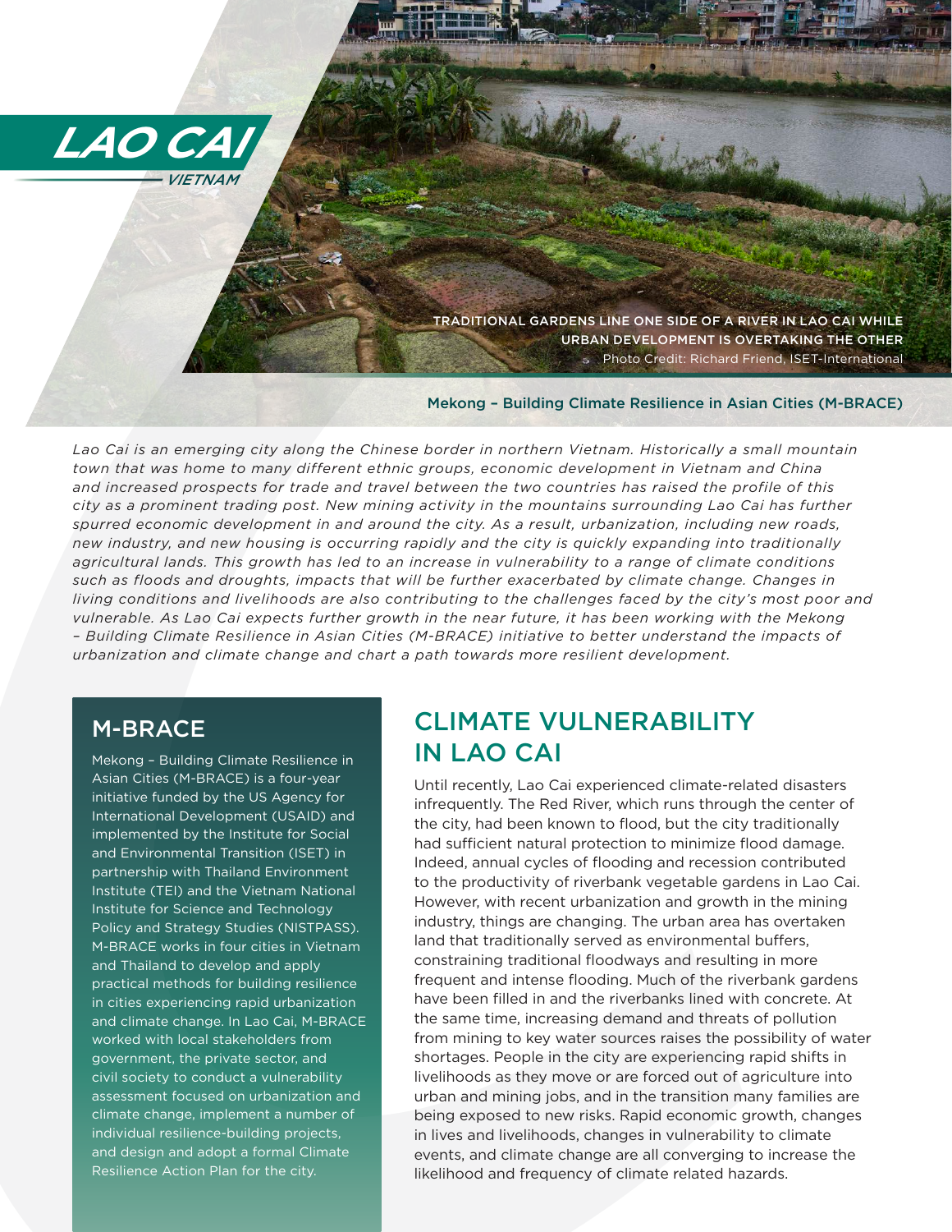# LAO CAI

VIETNAM

TRADITIONAL GARDENS LINE ONE SIDE OF A RIVER IN LAO CAI WHILE URBAN DEVELOPMENT IS OVERTAKING THE OTHER

Photo Credit: Richard Friend, ISET-International

Mekong – Building Climate Resilience in Asian Cities (M-BRACE)

*Lao Cai is an emerging city along the Chinese border in northern Vietnam. Historically a small mountain town that was home to many different ethnic groups, economic development in Vietnam and China and increased prospects for trade and travel between the two countries has raised the profile of this city as a prominent trading post. New mining activity in the mountains surrounding Lao Cai has further spurred economic development in and around the city. As a result, urbanization, including new roads, new industry, and new housing is occurring rapidly and the city is quickly expanding into traditionally agricultural lands. This growth has led to an increase in vulnerability to a range of climate conditions such as floods and droughts, impacts that will be further exacerbated by climate change. Changes in living conditions and livelihoods are also contributing to the challenges faced by the city's most poor and vulnerable. As Lao Cai expects further growth in the near future, it has been working with the Mekong – Building Climate Resilience in Asian Cities (M-BRACE) initiative to better understand the impacts of urbanization and climate change and chart a path towards more resilient development.*

## M-BRACE

Mekong – Building Climate Resilience in Asian Cities (M-BRACE) is a four-year initiative funded by the US Agency for International Development (USAID) and implemented by the Institute for Social and Environmental Transition (ISET) in partnership with Thailand Environment Institute (TEI) and the Vietnam National Institute for Science and Technology Policy and Strategy Studies (NISTPASS). M-BRACE works in four cities in Vietnam and Thailand to develop and apply practical methods for building resilience in cities experiencing rapid urbanization and climate change. In Lao Cai, M-BRACE worked with local stakeholders from government, the private sector, and civil society to conduct a vulnerability assessment focused on urbanization and climate change, implement a number of individual resilience-building projects, and design and adopt a formal Climate Resilience Action Plan for the city.

## CLIMATE VULNERABILITY IN LAO CAI

Until recently, Lao Cai experienced climate-related disasters infrequently. The Red River, which runs through the center of the city, had been known to flood, but the city traditionally had sufficient natural protection to minimize flood damage. Indeed, annual cycles of flooding and recession contributed to the productivity of riverbank vegetable gardens in Lao Cai. However, with recent urbanization and growth in the mining industry, things are changing. The urban area has overtaken land that traditionally served as environmental buffers, constraining traditional floodways and resulting in more frequent and intense flooding. Much of the riverbank gardens have been filled in and the riverbanks lined with concrete. At the same time, increasing demand and threats of pollution from mining to key water sources raises the possibility of water shortages. People in the city are experiencing rapid shifts in livelihoods as they move or are forced out of agriculture into urban and mining jobs, and in the transition many families are being exposed to new risks. Rapid economic growth, changes in lives and livelihoods, changes in vulnerability to climate events, and climate change are all converging to increase the likelihood and frequency of climate related hazards.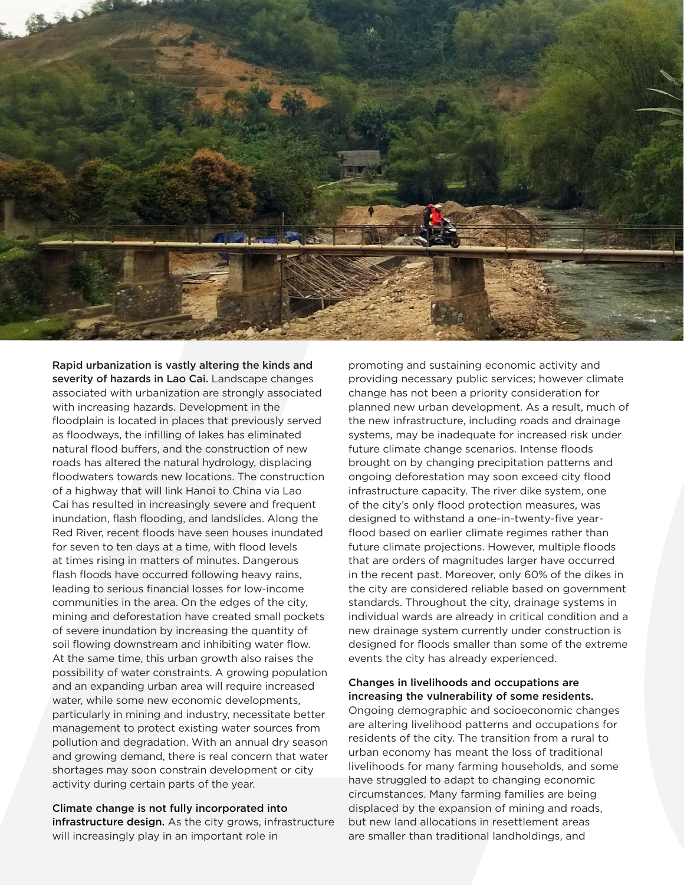**Rapid urbanization is vastly altering the kinds and severity of hazards in Lao Cai.** Landscape changes associated with urbanization are strongly associated with increasing hazards. Development in the floodplain is located in places that previously served as floodways, the infilling of lakes has eliminated natural flood buffers, and the construction of new roads has altered the natural hydrology, displacing floodwaters towards new locations. The construction of a highway that will link Hanoi to China via Lao Cai has resulted in increasingly severe and frequent inundation, flash flooding, and landslides. Along the Red River, recent floods have seen houses inundated for seven to ten days at a time, with flood levels at times rising in matters of minutes. Dangerous flash floods have occurred following heavy rains, leading to serious financial losses for low-income communities in the area. On the edges of the city, mining and deforestation have created small pockets of severe inundation by increasing the quantity of soil flowing downstream and inhibiting water flow. At the same time, this urban growth also raises the possibility of water constraints. A growing population and an expanding urban area will require increased water, while some new economic developments, particularly in mining and industry, necessitate better management to protect existing water sources from pollution and degradation. With an annual dry season and growing demand, there is real concern that water shortages may soon constrain development or city activity during certain parts of the year.

**Climate change is not fully incorporated into infrastructure design.** As the city grows, infrastructure will increasingly play in an important role in promoting and sustaining economic activity and providing necessary public services; however climate change has not been a priority consideration for planned new urban development. As a result, much of the new infrastructure, including roads and drainage systems, may be inadequate for increased risk under future climate change scenarios. Intense floods brought on by changing precipitation patterns and ongoing deforestation may soon exceed city flood infrastructure capacity. The river dike system, one of the city's only flood protection measures, was designed to withstand a one-in-twenty-five year-flood based on earlier climate regimes rather than future climate projections. However, multiple floods that are orders of magnitudes larger have occurred in the recent past. Moreover, only 60% of the dikes in the city are considered reliable based on government standards. Throughout the city, drainage systems in individual wards are already in critical condition and a new drainage system currently under construction is designed for floods smaller than some of the extreme events the city has already experienced.

**Changes in livelihoods and occupations are increasing the vulnerability of some residents.** Ongoing demographic and socioeconomic changes are altering livelihood patterns and occupations for residents of the city. The transition from a rural to urban economy has meant the loss of traditional livelihoods for many farming households, and some have struggled to adapt to changing economic circumstances. Many farming families are being displaced by the expansion of mining and roads, but new land allocations in resettlement areas are smaller than traditional landholdings, and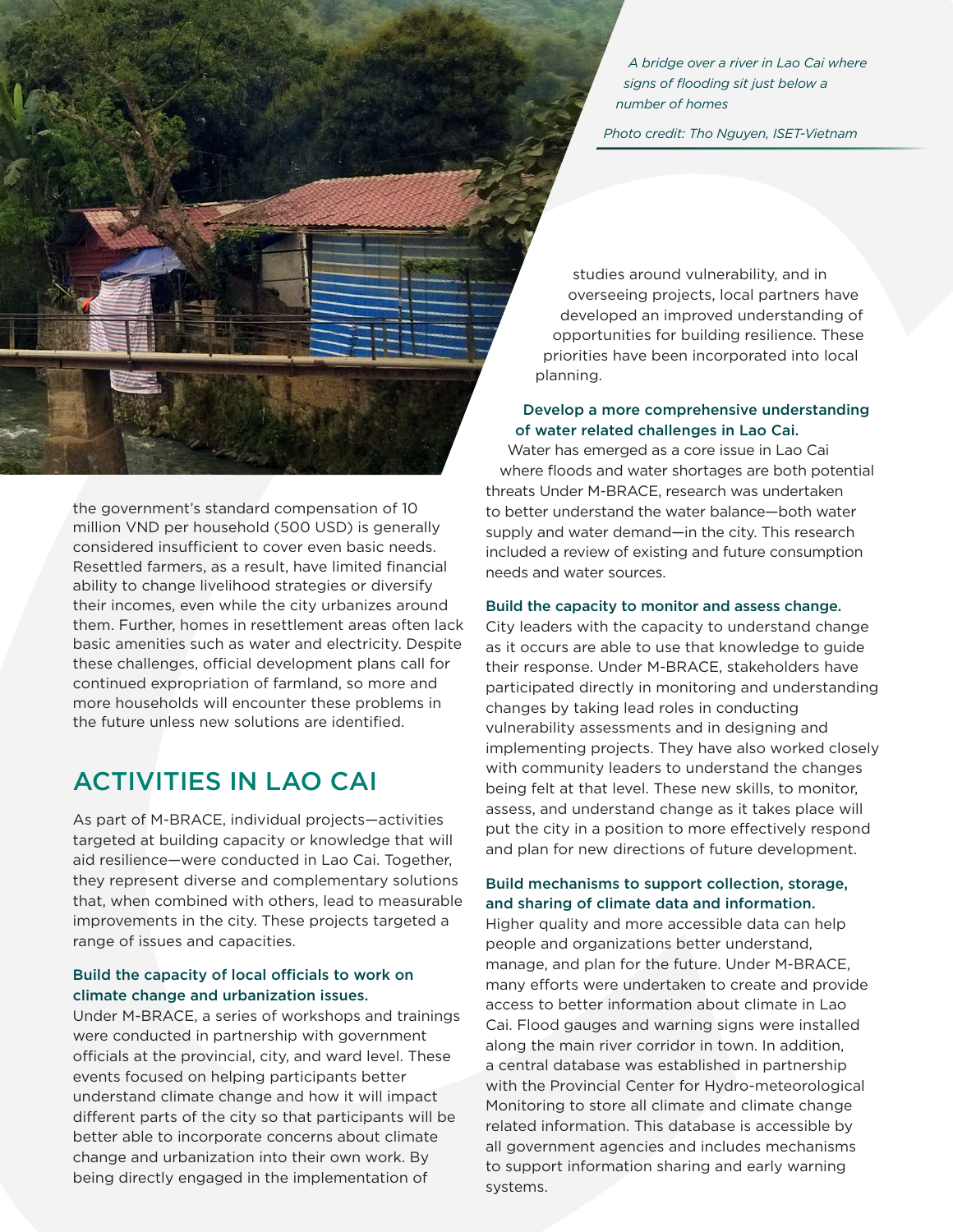*A bridge over a river in Lao Cai where signs of flooding sit just below a number of homes*

*Photo credit: Tho Nguyen, ISET-Vietnam*

the government's standard compensation of 10 million VND per household (500 USD) is generally considered insufficient to cover even basic needs. Resettled farmers, as a result, have limited financial ability to change livelihood strategies or diversify their incomes, even while the city urbanizes around them. Further, homes in resettlement areas often lack basic amenities such as water and electricity. Despite these challenges, official development plans call for continued expropriation of farmland, so more and more households will encounter these problems in the future unless new solutions are identified.

## ACTIVITIES IN LAO CAI

As part of M-BRACE, individual projects—activities targeted at building capacity or knowledge that will aid resilience—were conducted in Lao Cai. Together, they represent diverse and complementary solutions that, when combined with others, lead to measurable improvements in the city. These projects targeted a range of issues and capacities.

### Build the capacity of local officials to work on climate change and urbanization issues.

Under M-BRACE, a series of workshops and trainings were conducted in partnership with government officials at the provincial, city, and ward level. These events focused on helping participants better understand climate change and how it will impact different parts of the city so that participants will be better able to incorporate concerns about climate change and urbanization into their own work. By being directly engaged in the implementation of studies around vulnerability, and in overseeing projects, local partners have developed an improved understanding of opportunities for building resilience. These priorities have been incorporated into local planning.

### Develop a more comprehensive understanding of water related challenges in Lao Cai.

Water has emerged as a core issue in Lao Cai where floods and water shortages are both potential threats Under M-BRACE, research was undertaken to better understand the water balance—both water supply and water demand—in the city. This research included a review of existing and future consumption needs and water sources.

### Build the capacity to monitor and assess change.

City leaders with the capacity to understand change as it occurs are able to use that knowledge to guide their response. Under M-BRACE, stakeholders have participated directly in monitoring and understanding changes by taking lead roles in conducting vulnerability assessments and in designing and implementing projects. They have also worked closely with community leaders to understand the changes being felt at that level. These new skills, to monitor, assess, and understand change as it takes place will put the city in a position to more effectively respond and plan for new directions of future development.

### Build mechanisms to support collection, storage, and sharing of climate data and information.

Higher quality and more accessible data can help people and organizations better understand, manage, and plan for the future. Under M-BRACE, many efforts were undertaken to create and provide access to better information about climate in Lao Cai. Flood gauges and warning signs were installed along the main river corridor in town. In addition, a central database was established in partnership with the Provincial Center for Hydro-meteorological Monitoring to store all climate and climate change related information. This database is accessible by all government agencies and includes mechanisms to support information sharing and early warning systems.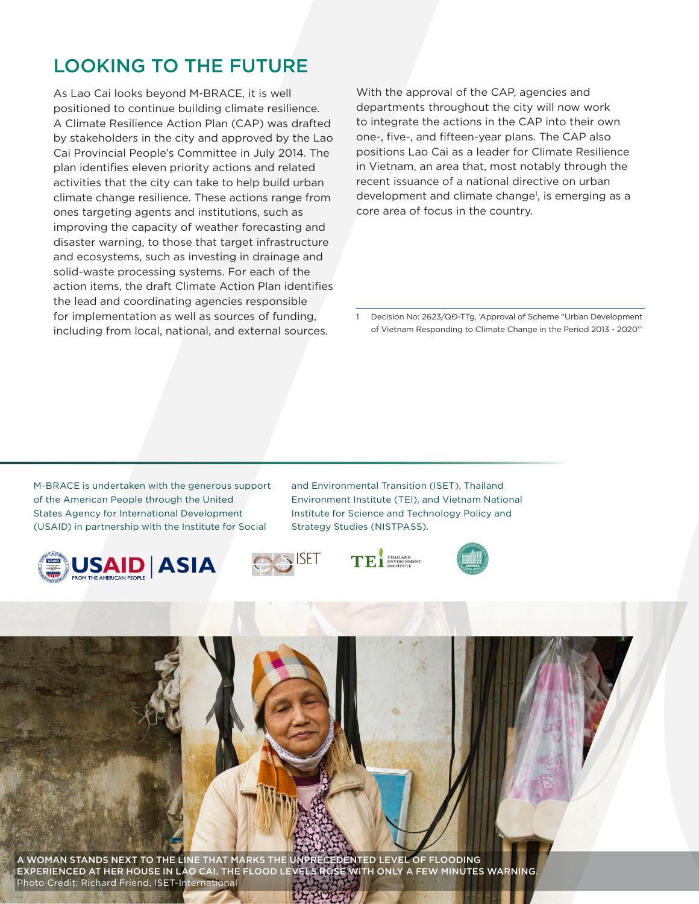## LOOKING TO THE FUTURE

As Lao Cai looks beyond M-BRACE, it is well positioned to continue building climate resilience. A Climate Resilience Action Plan (CAP) was drafted by stakeholders in the city and approved by the Lao Cai Provincial People's Committee in July 2014. The plan identifies eleven priority actions and related activities that the city can take to help build urban climate change resilience. These actions range from ones targeting agents and institutions, such as improving the capacity of weather forecasting and disaster warning, to those that target infrastructure and ecosystems, such as investing in drainage and solid-waste processing systems. For each of the action items, the draft Climate Action Plan identifies the lead and coordinating agencies responsible for implementation as well as sources of funding, including from local, national, and external sources.

With the approval of the CAP, agencies and departments throughout the city will now work to integrate the actions in the CAP into their own one-, five-, and fifteen-year plans. The CAP also positions Lao Cai as a leader for Climate Resilience in Vietnam, an area that, most notably through the recent issuance of a national directive on urban development and climate change[1], is emerging as a core area of focus in the country.

1 Decision No: 2623/QĐ-TTg, 'Approval of Scheme "Urban Development of Vietnam Responding to Climate Change in the Period 2013 - 2020"'

M-BRACE is undertaken with the generous support of the American People through the United States Agency for International Development (USAID) in partnership with the Institute for Social and Environmental Transition (ISET), Thailand Environment Institute (TEI), and Vietnam National Institute for Science and Technology Policy and Strategy Studies (NISTPASS).

USAID | ASIA FROM THE AMERICAN PEOPLE ISET TEI THAILAND ENVIRONMENT INSTITUTE

A WOMAN STANDS NEXT TO THE LINE THAT MARKS THE UNPRECEDENTED LEVEL OF FLOODING EXPERIENCED AT HER HOUSE IN LAO CAI. THE FLOOD LEVELS ROSE WITH ONLY A FEW MINUTES WARNING.
Photo Credit: Richard Friend, ISET-International